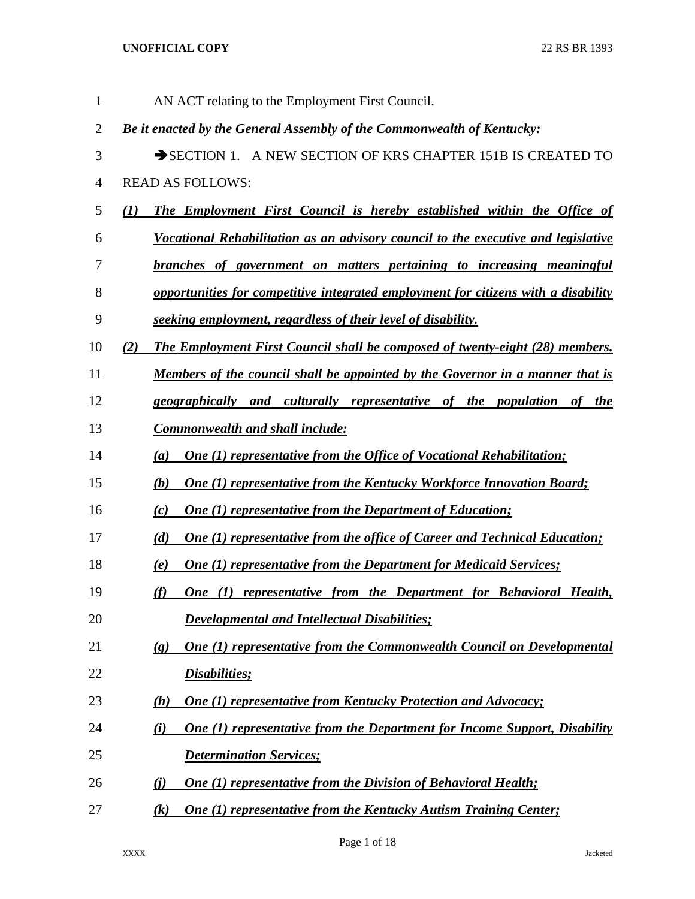AN ACT relating to the Employment First Council.

*Be it enacted by the General Assembly of the Commonwealth of Kentucky:*

➔SECTION 1. A NEW SECTION OF KRS CHAPTER 151B IS CREATED TO READ AS FOLLOWS:

***(1) The Employment First Council is hereby established within the Office of Vocational Rehabilitation as an advisory council to the executive and legislative branches of government on matters pertaining to increasing meaningful opportunities for competitive integrated employment for citizens with a disability seeking employment, regardless of their level of disability.***

***(2) The Employment First Council shall be composed of twenty-eight (28) members. Members of the council shall be appointed by the Governor in a manner that is geographically and culturally representative of the population of the Commonwealth and shall include:***

***(a) One (1) representative from the Office of Vocational Rehabilitation;***

***(b) One (1) representative from the Kentucky Workforce Innovation Board;***

***(c) One (1) representative from the Department of Education;***

***(d) One (1) representative from the office of Career and Technical Education;***

***(e) One (1) representative from the Department for Medicaid Services;***

***(f) One (1) representative from the Department for Behavioral Health, Developmental and Intellectual Disabilities;***

***(g) One (1) representative from the Commonwealth Council on Developmental Disabilities;***

***(h) One (1) representative from Kentucky Protection and Advocacy;***

***(i) One (1) representative from the Department for Income Support, Disability Determination Services;***

***(j) One (1) representative from the Division of Behavioral Health;***

***(k) One (1) representative from the Kentucky Autism Training Center;***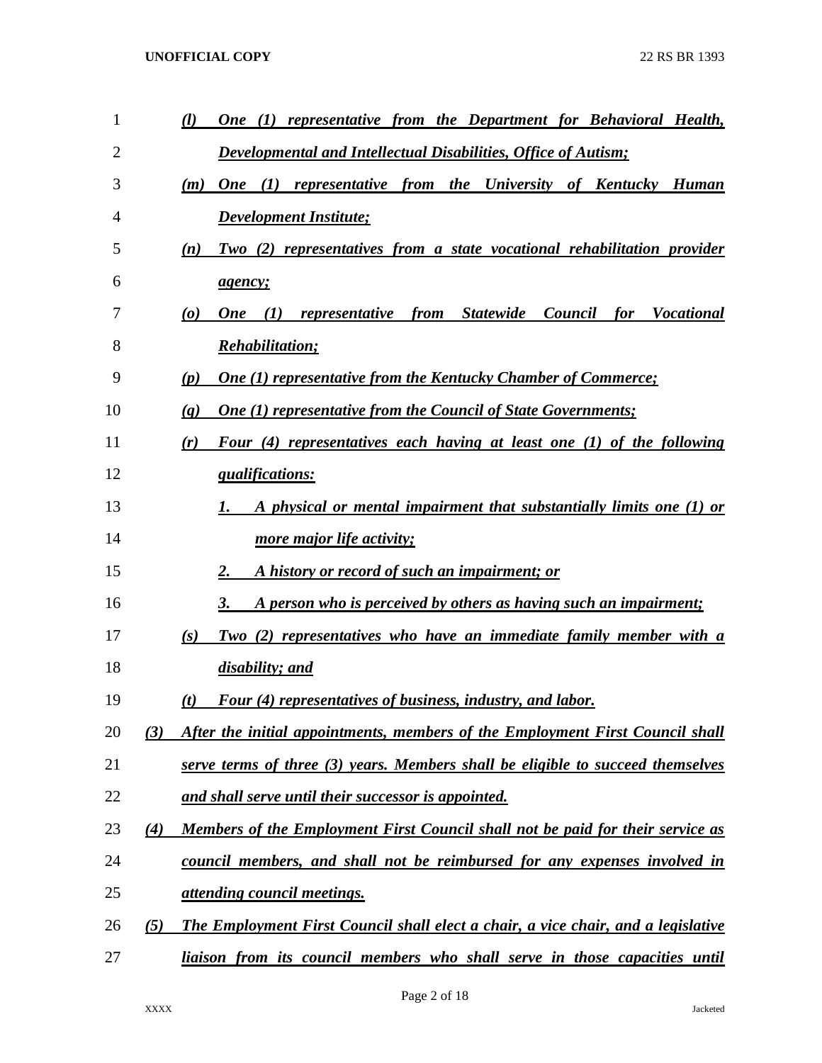(l) *One (1) representative from the Department for Behavioral Health, Developmental and Intellectual Disabilities, Office of Autism;*

(m) *One (1) representative from the University of Kentucky Human Development Institute;*

(n) *Two (2) representatives from a state vocational rehabilitation provider agency;*

(o) *One (1) representative from Statewide Council for Vocational Rehabilitation;*

(p) *One (1) representative from the Kentucky Chamber of Commerce;*

(q) *One (1) representative from the Council of State Governments;*

(r) *Four (4) representatives each having at least one (1) of the following qualifications:*

1. *A physical or mental impairment that substantially limits one (1) or more major life activity;*
2. *A history or record of such an impairment; or*
3. *A person who is perceived by others as having such an impairment;*

(s) *Two (2) representatives who have an immediate family member with a disability; and*

(t) *Four (4) representatives of business, industry, and labor.*

(3) *After the initial appointments, members of the Employment First Council shall serve terms of three (3) years. Members shall be eligible to succeed themselves and shall serve until their successor is appointed.*

(4) *Members of the Employment First Council shall not be paid for their service as council members, and shall not be reimbursed for any expenses involved in attending council meetings.*

(5) *The Employment First Council shall elect a chair, a vice chair, and a legislative liaison from its council members who shall serve in those capacities until*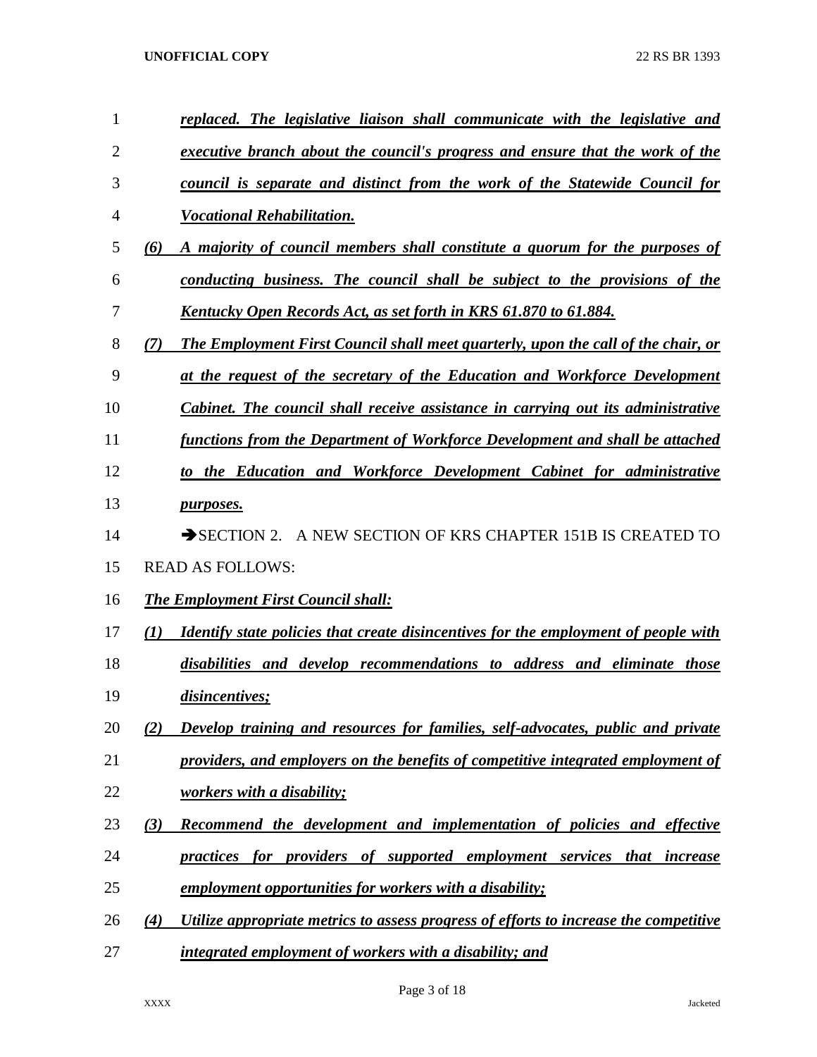*replaced. The legislative liaison shall communicate with the legislative and executive branch about the council's progress and ensure that the work of the council is separate and distinct from the work of the Statewide Council for Vocational Rehabilitation.*

*(6) A majority of council members shall constitute a quorum for the purposes of conducting business. The council shall be subject to the provisions of the Kentucky Open Records Act, as set forth in KRS 61.870 to 61.884.*

*(7) The Employment First Council shall meet quarterly, upon the call of the chair, or at the request of the secretary of the Education and Workforce Development Cabinet. The council shall receive assistance in carrying out its administrative functions from the Department of Workforce Development and shall be attached to the Education and Workforce Development Cabinet for administrative purposes.*

➔SECTION 2. A NEW SECTION OF KRS CHAPTER 151B IS CREATED TO READ AS FOLLOWS:

*The Employment First Council shall:*

*(1) Identify state policies that create disincentives for the employment of people with disabilities and develop recommendations to address and eliminate those disincentives;*

*(2) Develop training and resources for families, self-advocates, public and private providers, and employers on the benefits of competitive integrated employment of workers with a disability;*

*(3) Recommend the development and implementation of policies and effective practices for providers of supported employment services that increase employment opportunities for workers with a disability;*

*(4) Utilize appropriate metrics to assess progress of efforts to increase the competitive integrated employment of workers with a disability; and*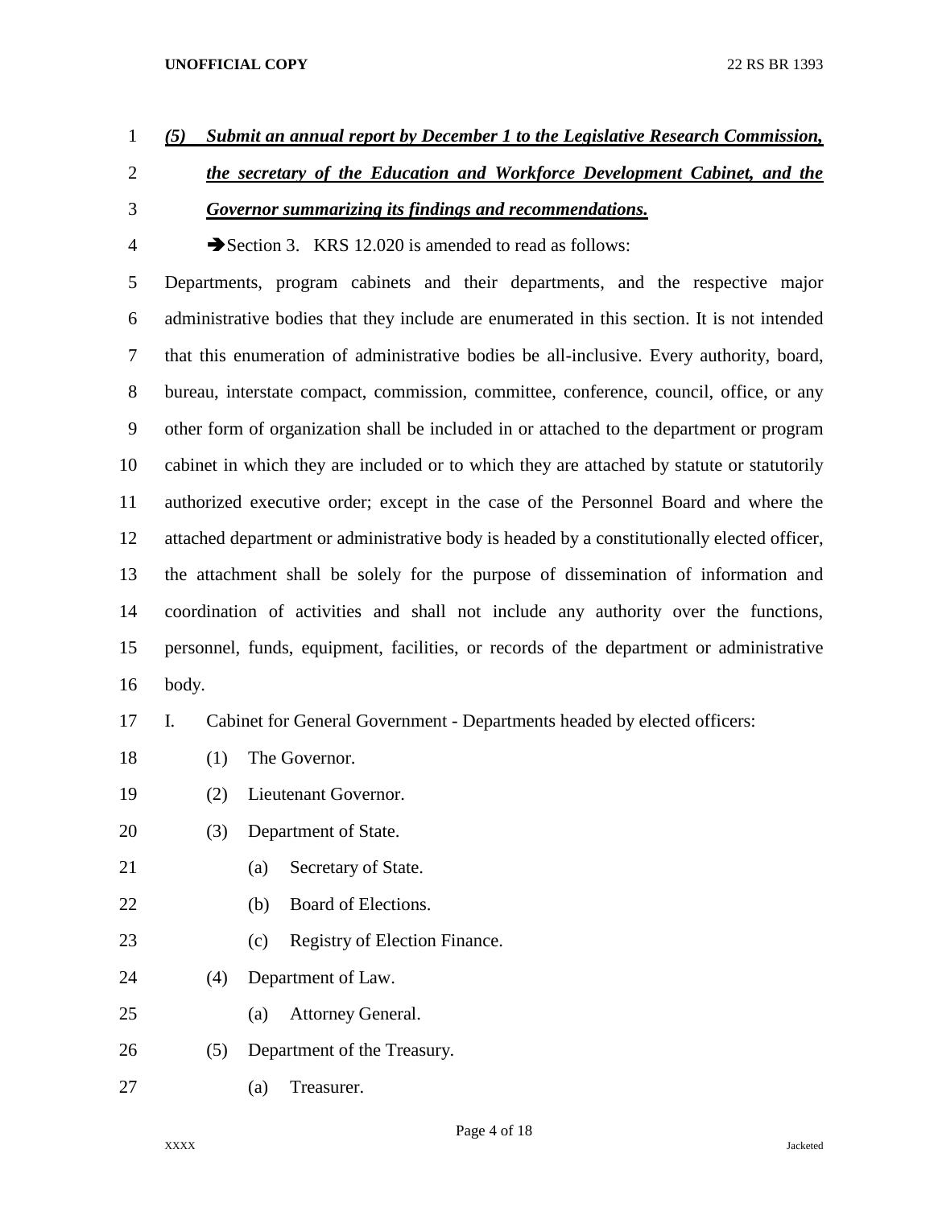***(5) Submit an annual report by December 1 to the Legislative Research Commission, the secretary of the Education and Workforce Development Cabinet, and the Governor summarizing its findings and recommendations.***

➔Section 3. KRS 12.020 is amended to read as follows:

Departments, program cabinets and their departments, and the respective major administrative bodies that they include are enumerated in this section. It is not intended that this enumeration of administrative bodies be all-inclusive. Every authority, board, bureau, interstate compact, commission, committee, conference, council, office, or any other form of organization shall be included in or attached to the department or program cabinet in which they are included or to which they are attached by statute or statutorily authorized executive order; except in the case of the Personnel Board and where the attached department or administrative body is headed by a constitutionally elected officer, the attachment shall be solely for the purpose of dissemination of information and coordination of activities and shall not include any authority over the functions, personnel, funds, equipment, facilities, or records of the department or administrative body.

I. Cabinet for General Government - Departments headed by elected officers:

(1) The Governor.

(2) Lieutenant Governor.

(3) Department of State.

(a) Secretary of State.

(b) Board of Elections.

(c) Registry of Election Finance.

(4) Department of Law.

(a) Attorney General.

(5) Department of the Treasury.

(a) Treasurer.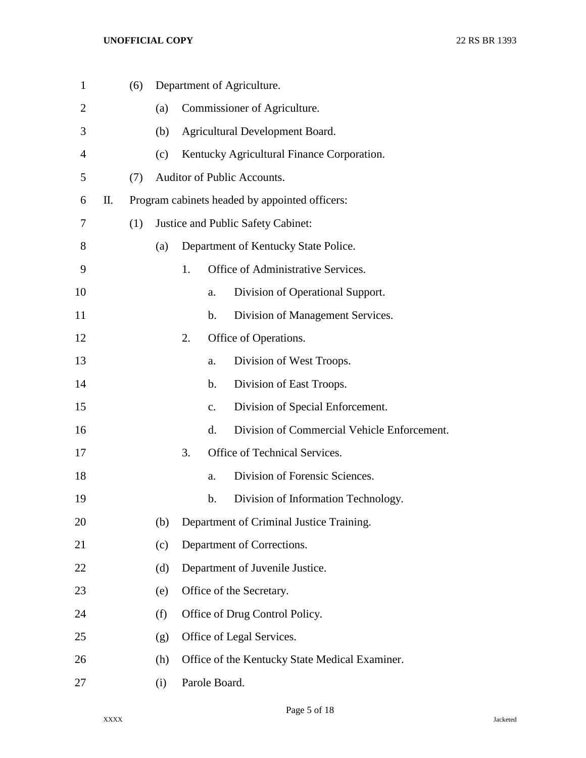(6) Department of Agriculture.

  (a) Commissioner of Agriculture.

  (b) Agricultural Development Board.

  (c) Kentucky Agricultural Finance Corporation.

(7) Auditor of Public Accounts.

II. Program cabinets headed by appointed officers:

(1) Justice and Public Safety Cabinet:

  (a) Department of Kentucky State Police.

    1. Office of Administrative Services.

      a. Division of Operational Support.

      b. Division of Management Services.

    2. Office of Operations.

      a. Division of West Troops.

      b. Division of East Troops.

      c. Division of Special Enforcement.

      d. Division of Commercial Vehicle Enforcement.

    3. Office of Technical Services.

      a. Division of Forensic Sciences.

      b. Division of Information Technology.

  (b) Department of Criminal Justice Training.

  (c) Department of Corrections.

  (d) Department of Juvenile Justice.

  (e) Office of the Secretary.

  (f) Office of Drug Control Policy.

  (g) Office of Legal Services.

  (h) Office of the Kentucky State Medical Examiner.

  (i) Parole Board.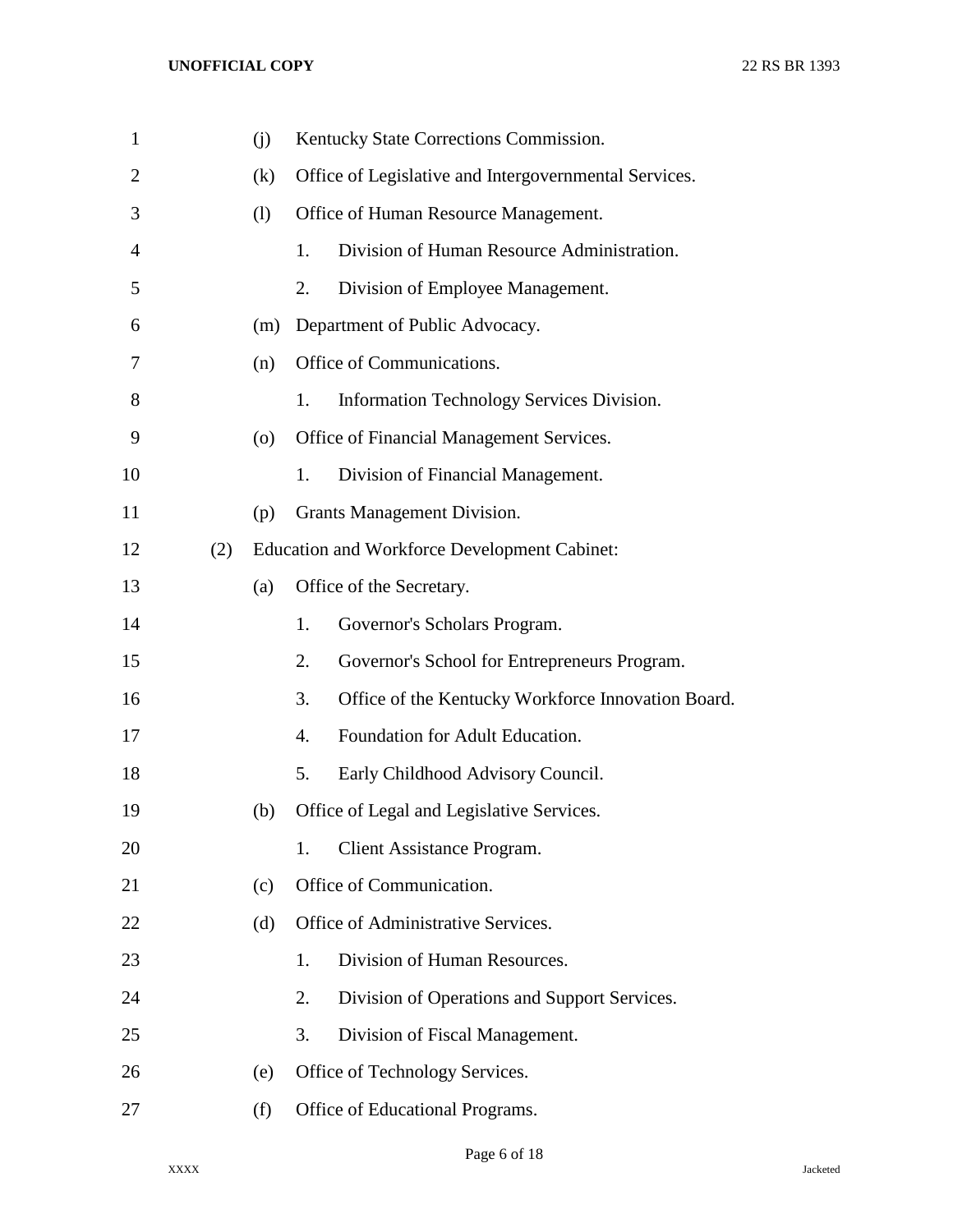(j) Kentucky State Corrections Commission.

(k) Office of Legislative and Intergovernmental Services.

(l) Office of Human Resource Management.

1. Division of Human Resource Administration.

2. Division of Employee Management.

(m) Department of Public Advocacy.

(n) Office of Communications.

1. Information Technology Services Division.

(o) Office of Financial Management Services.

1. Division of Financial Management.

(p) Grants Management Division.

(2) Education and Workforce Development Cabinet:

(a) Office of the Secretary.

1. Governor's Scholars Program.

2. Governor's School for Entrepreneurs Program.

3. Office of the Kentucky Workforce Innovation Board.

4. Foundation for Adult Education.

5. Early Childhood Advisory Council.

(b) Office of Legal and Legislative Services.

1. Client Assistance Program.

(c) Office of Communication.

(d) Office of Administrative Services.

1. Division of Human Resources.

2. Division of Operations and Support Services.

3. Division of Fiscal Management.

(e) Office of Technology Services.

(f) Office of Educational Programs.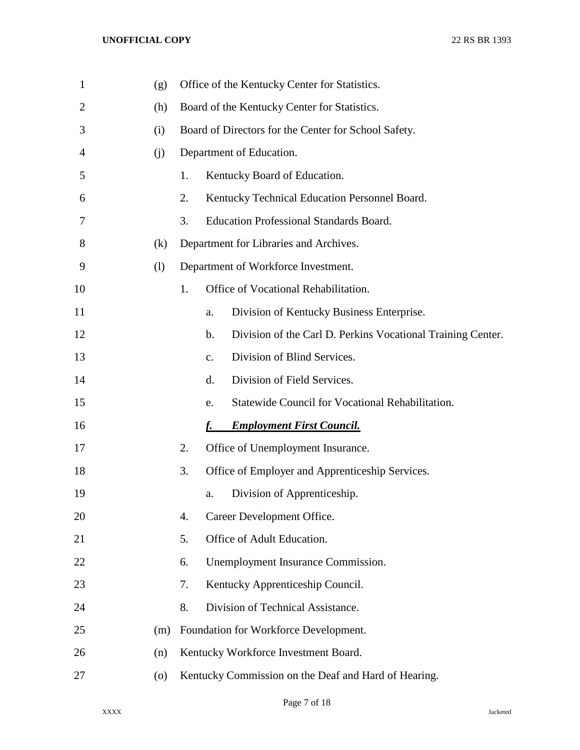(g) Office of the Kentucky Center for Statistics.

(h) Board of the Kentucky Center for Statistics.

(i) Board of Directors for the Center for School Safety.

(j) Department of Education.

1. Kentucky Board of Education.
2. Kentucky Technical Education Personnel Board.
3. Education Professional Standards Board.

(k) Department for Libraries and Archives.

(l) Department of Workforce Investment.

1. Office of Vocational Rehabilitation.
   a. Division of Kentucky Business Enterprise.
   b. Division of the Carl D. Perkins Vocational Training Center.
   c. Division of Blind Services.
   d. Division of Field Services.
   e. Statewide Council for Vocational Rehabilitation.
   ***f. Employment First Council.***
2. Office of Unemployment Insurance.
3. Office of Employer and Apprenticeship Services.
   a. Division of Apprenticeship.
4. Career Development Office.
5. Office of Adult Education.
6. Unemployment Insurance Commission.
7. Kentucky Apprenticeship Council.
8. Division of Technical Assistance.

(m) Foundation for Workforce Development.

(n) Kentucky Workforce Investment Board.

(o) Kentucky Commission on the Deaf and Hard of Hearing.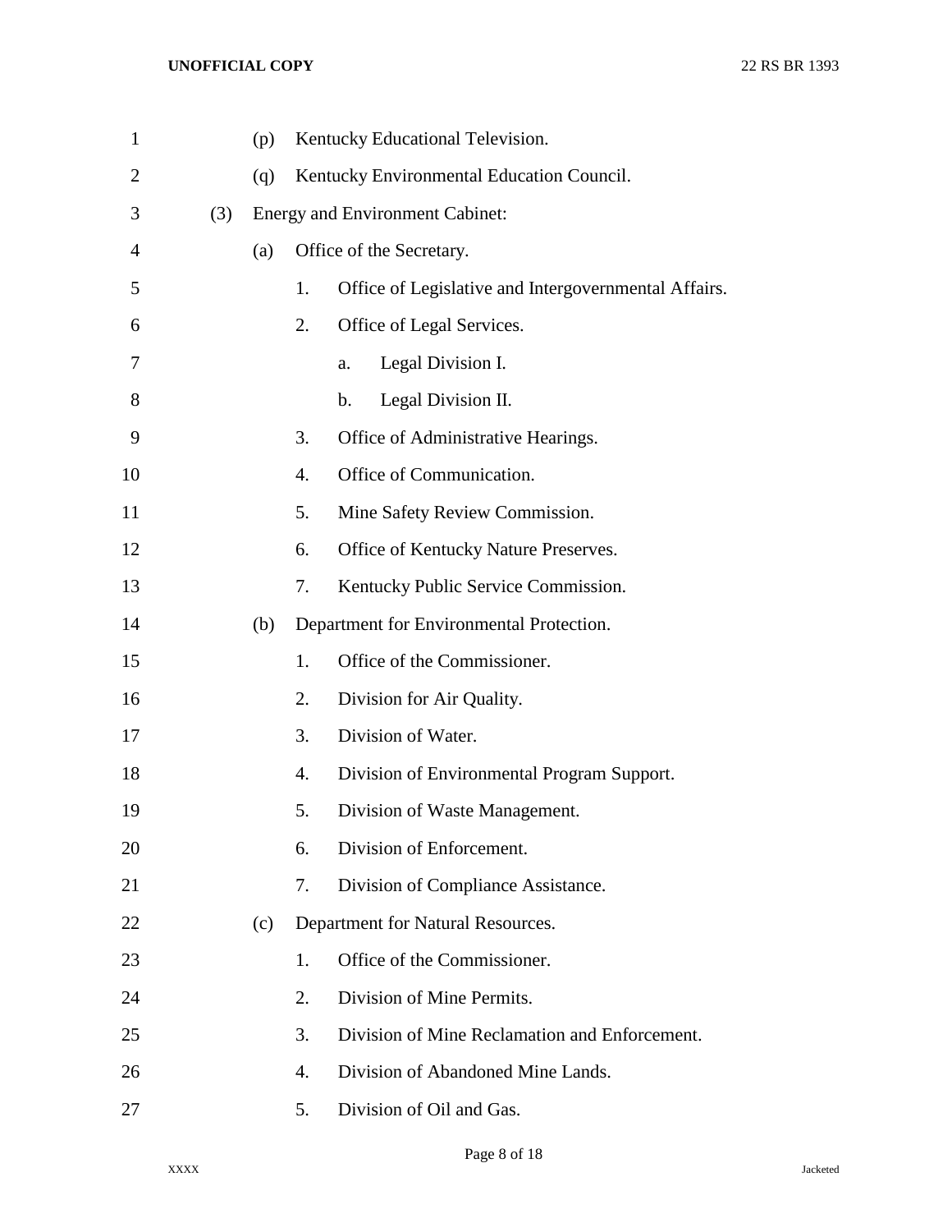(p) Kentucky Educational Television.

(q) Kentucky Environmental Education Council.

(3) Energy and Environment Cabinet:

(a) Office of the Secretary.

1. Office of Legislative and Intergovernmental Affairs.

2. Office of Legal Services.

a. Legal Division I.

b. Legal Division II.

3. Office of Administrative Hearings.

4. Office of Communication.

5. Mine Safety Review Commission.

6. Office of Kentucky Nature Preserves.

7. Kentucky Public Service Commission.

(b) Department for Environmental Protection.

1. Office of the Commissioner.

2. Division for Air Quality.

3. Division of Water.

4. Division of Environmental Program Support.

5. Division of Waste Management.

6. Division of Enforcement.

7. Division of Compliance Assistance.

(c) Department for Natural Resources.

1. Office of the Commissioner.

2. Division of Mine Permits.

3. Division of Mine Reclamation and Enforcement.

4. Division of Abandoned Mine Lands.

5. Division of Oil and Gas.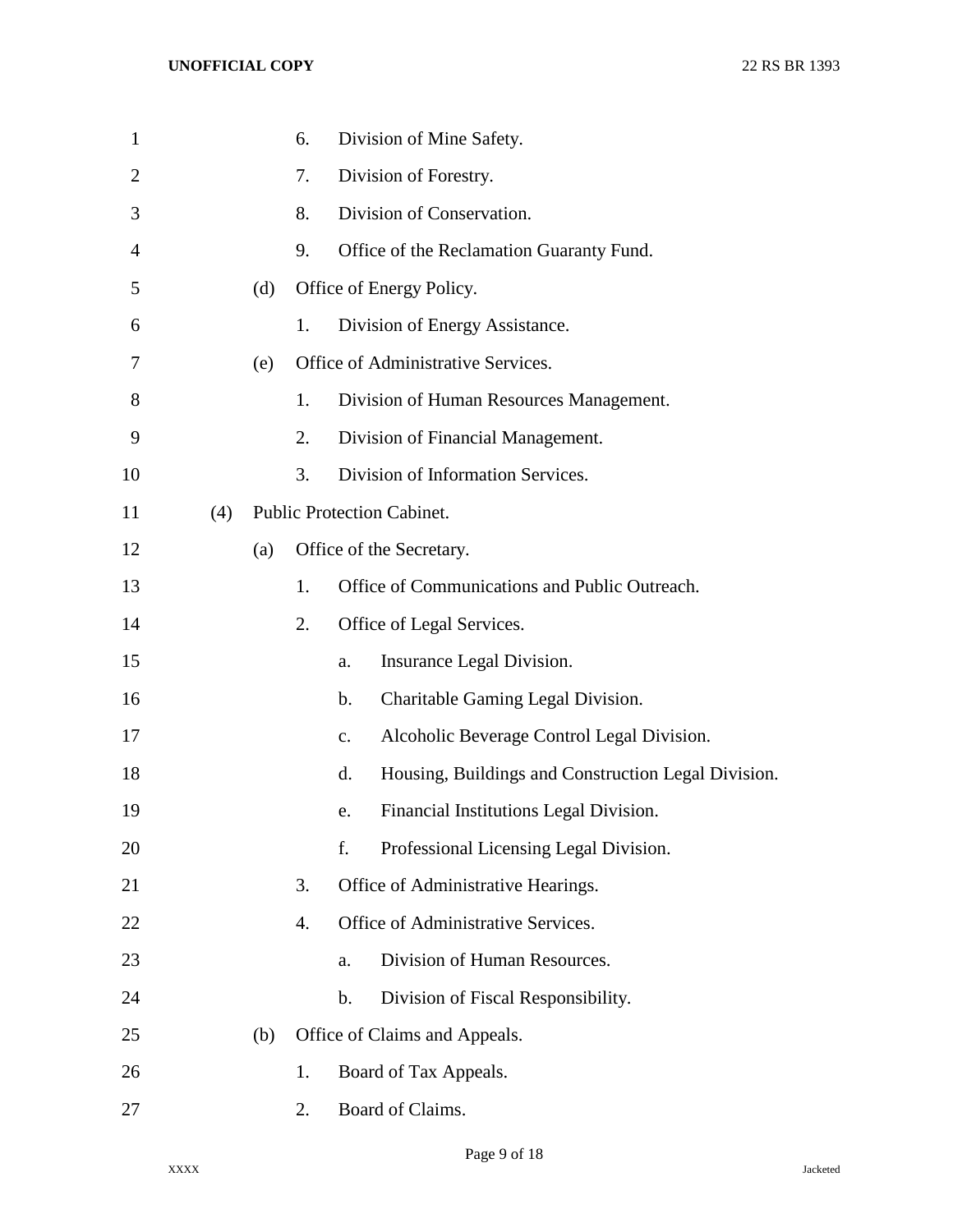6. Division of Mine Safety.
7. Division of Forestry.
8. Division of Conservation.
9. Office of the Reclamation Guaranty Fund.

(d) Office of Energy Policy.

1. Division of Energy Assistance.

(e) Office of Administrative Services.

1. Division of Human Resources Management.
2. Division of Financial Management.
3. Division of Information Services.

(4) Public Protection Cabinet.

(a) Office of the Secretary.

1. Office of Communications and Public Outreach.
2. Office of Legal Services.
    a. Insurance Legal Division.
    b. Charitable Gaming Legal Division.
    c. Alcoholic Beverage Control Legal Division.
    d. Housing, Buildings and Construction Legal Division.
    e. Financial Institutions Legal Division.
    f. Professional Licensing Legal Division.
3. Office of Administrative Hearings.
4. Office of Administrative Services.
    a. Division of Human Resources.
    b. Division of Fiscal Responsibility.

(b) Office of Claims and Appeals.

1. Board of Tax Appeals.
2. Board of Claims.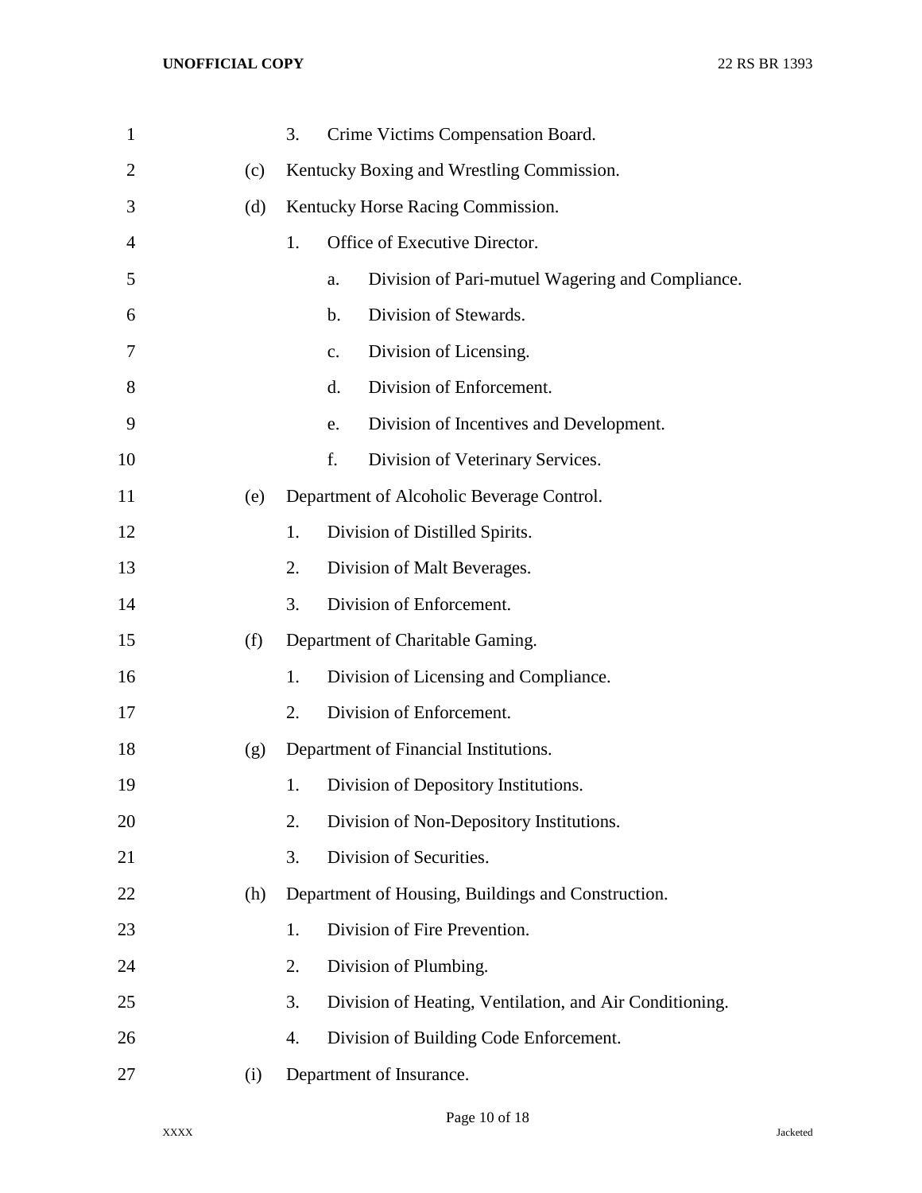3. Crime Victims Compensation Board.

(c) Kentucky Boxing and Wrestling Commission.

(d) Kentucky Horse Racing Commission.

1. Office of Executive Director.

a. Division of Pari-mutuel Wagering and Compliance.

b. Division of Stewards.

c. Division of Licensing.

d. Division of Enforcement.

e. Division of Incentives and Development.

f. Division of Veterinary Services.

(e) Department of Alcoholic Beverage Control.

1. Division of Distilled Spirits.

2. Division of Malt Beverages.

3. Division of Enforcement.

(f) Department of Charitable Gaming.

1. Division of Licensing and Compliance.

2. Division of Enforcement.

(g) Department of Financial Institutions.

1. Division of Depository Institutions.

2. Division of Non-Depository Institutions.

3. Division of Securities.

(h) Department of Housing, Buildings and Construction.

1. Division of Fire Prevention.

2. Division of Plumbing.

3. Division of Heating, Ventilation, and Air Conditioning.

4. Division of Building Code Enforcement.

(i) Department of Insurance.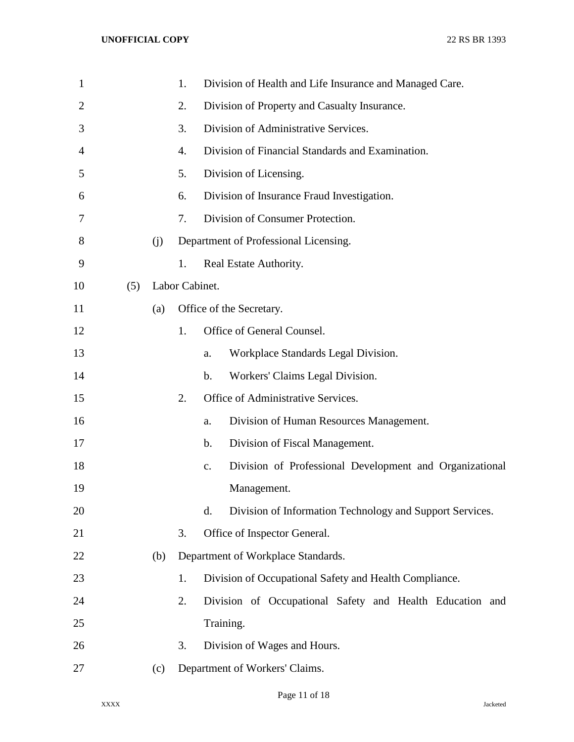1. Division of Health and Life Insurance and Managed Care.
2. Division of Property and Casualty Insurance.
3. Division of Administrative Services.
4. Division of Financial Standards and Examination.
5. Division of Licensing.
6. Division of Insurance Fraud Investigation.
7. Division of Consumer Protection.

(j) Department of Professional Licensing.

1. Real Estate Authority.

(5) Labor Cabinet.

(a) Office of the Secretary.

1. Office of General Counsel.
   a. Workplace Standards Legal Division.
   b. Workers' Claims Legal Division.
2. Office of Administrative Services.
   a. Division of Human Resources Management.
   b. Division of Fiscal Management.
   c. Division of Professional Development and Organizational Management.
   d. Division of Information Technology and Support Services.
3. Office of Inspector General.

(b) Department of Workplace Standards.

1. Division of Occupational Safety and Health Compliance.
2. Division of Occupational Safety and Health Education and Training.
3. Division of Wages and Hours.

(c) Department of Workers' Claims.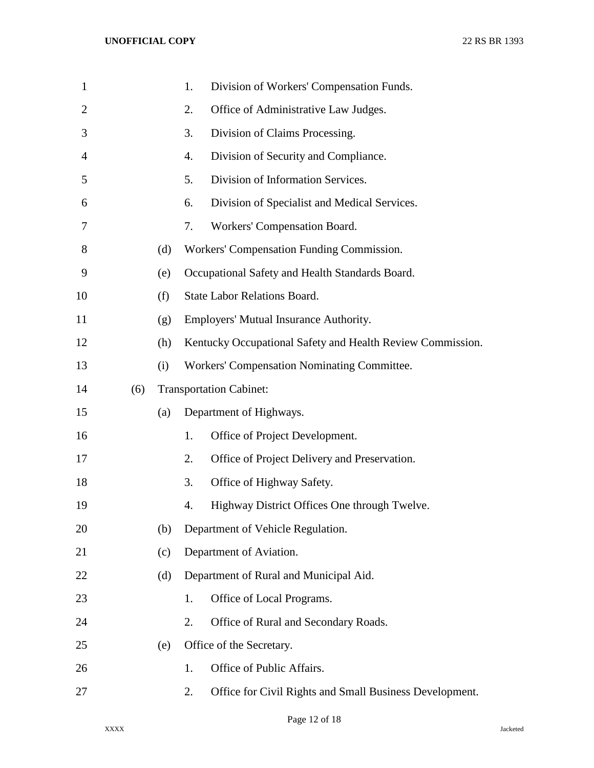1. Division of Workers' Compensation Funds.
2. Office of Administrative Law Judges.
3. Division of Claims Processing.
4. Division of Security and Compliance.
5. Division of Information Services.
6. Division of Specialist and Medical Services.
7. Workers' Compensation Board.

(d) Workers' Compensation Funding Commission.

(e) Occupational Safety and Health Standards Board.

(f) State Labor Relations Board.

(g) Employers' Mutual Insurance Authority.

(h) Kentucky Occupational Safety and Health Review Commission.

(i) Workers' Compensation Nominating Committee.

(6) Transportation Cabinet:

(a) Department of Highways.

1. Office of Project Development.
2. Office of Project Delivery and Preservation.
3. Office of Highway Safety.
4. Highway District Offices One through Twelve.

(b) Department of Vehicle Regulation.

(c) Department of Aviation.

(d) Department of Rural and Municipal Aid.

1. Office of Local Programs.
2. Office of Rural and Secondary Roads.

(e) Office of the Secretary.

1. Office of Public Affairs.
2. Office for Civil Rights and Small Business Development.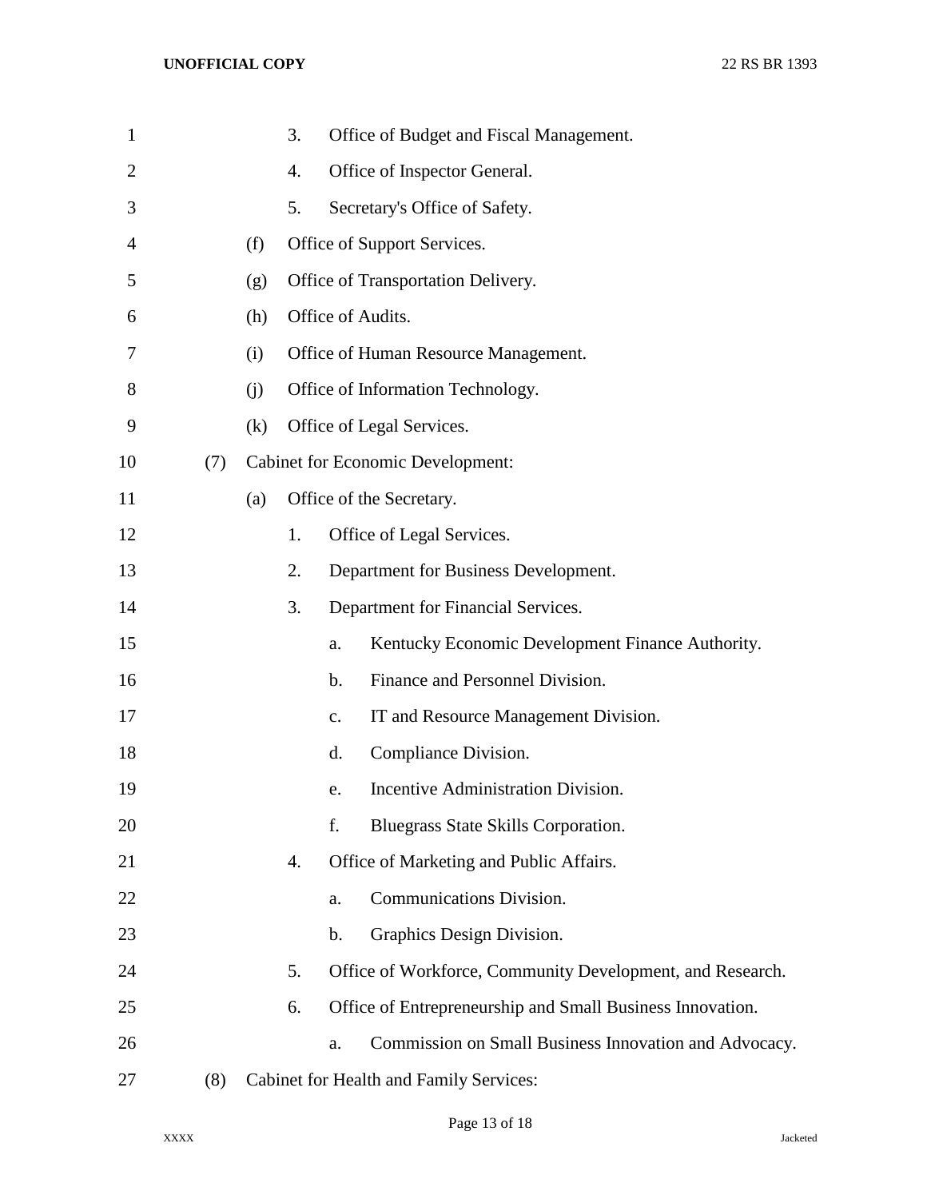3. Office of Budget and Fiscal Management.

4. Office of Inspector General.

5. Secretary's Office of Safety.

(f) Office of Support Services.

(g) Office of Transportation Delivery.

(h) Office of Audits.

(i) Office of Human Resource Management.

(j) Office of Information Technology.

(k) Office of Legal Services.

(7) Cabinet for Economic Development:

(a) Office of the Secretary.

1. Office of Legal Services.

2. Department for Business Development.

3. Department for Financial Services.

a. Kentucky Economic Development Finance Authority.

b. Finance and Personnel Division.

c. IT and Resource Management Division.

d. Compliance Division.

e. Incentive Administration Division.

f. Bluegrass State Skills Corporation.

4. Office of Marketing and Public Affairs.

a. Communications Division.

b. Graphics Design Division.

5. Office of Workforce, Community Development, and Research.

6. Office of Entrepreneurship and Small Business Innovation.

a. Commission on Small Business Innovation and Advocacy.

(8) Cabinet for Health and Family Services: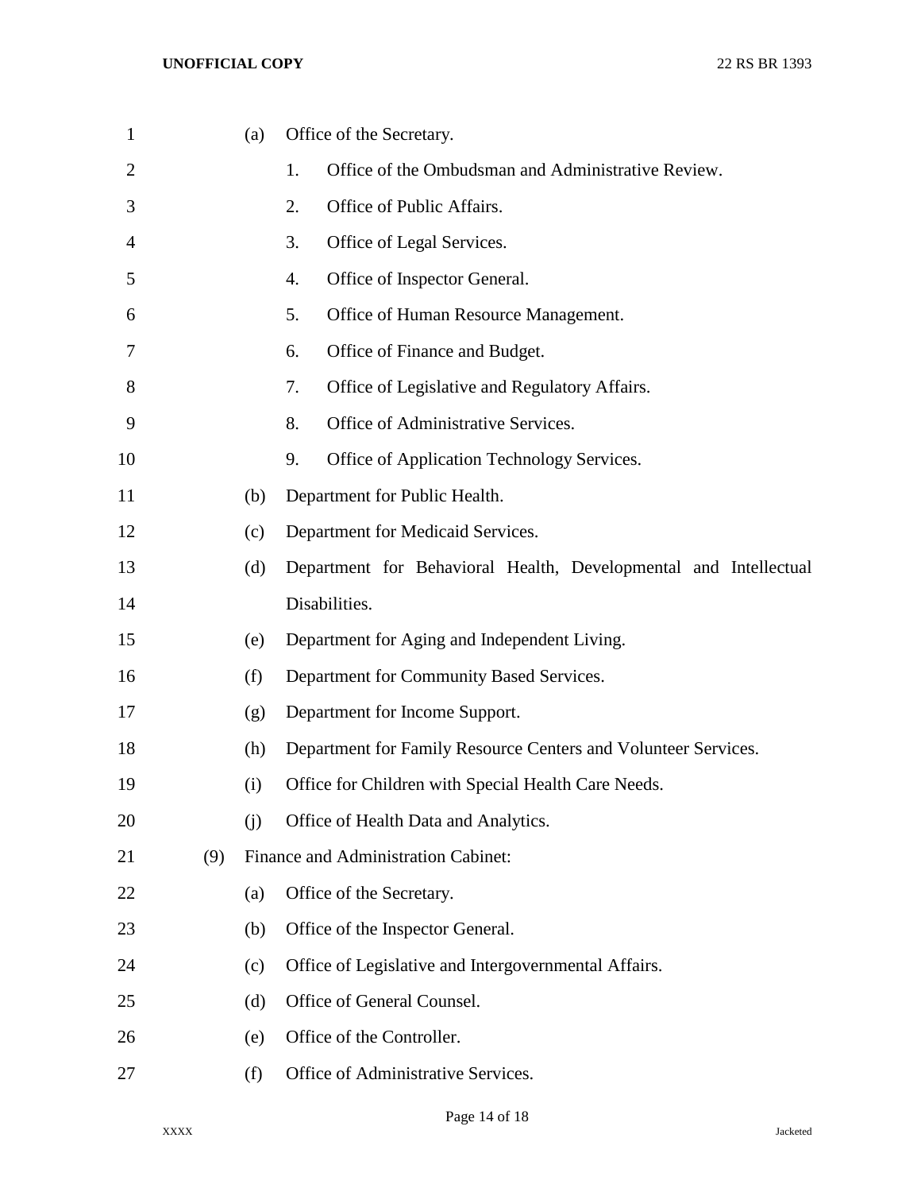(a) Office of the Secretary.

1. Office of the Ombudsman and Administrative Review.
2. Office of Public Affairs.
3. Office of Legal Services.
4. Office of Inspector General.
5. Office of Human Resource Management.
6. Office of Finance and Budget.
7. Office of Legislative and Regulatory Affairs.
8. Office of Administrative Services.
9. Office of Application Technology Services.

(b) Department for Public Health.

(c) Department for Medicaid Services.

(d) Department for Behavioral Health, Developmental and Intellectual Disabilities.

(e) Department for Aging and Independent Living.

(f) Department for Community Based Services.

(g) Department for Income Support.

(h) Department for Family Resource Centers and Volunteer Services.

(i) Office for Children with Special Health Care Needs.

(j) Office of Health Data and Analytics.

(9) Finance and Administration Cabinet:

(a) Office of the Secretary.

(b) Office of the Inspector General.

(c) Office of Legislative and Intergovernmental Affairs.

(d) Office of General Counsel.

(e) Office of the Controller.

(f) Office of Administrative Services.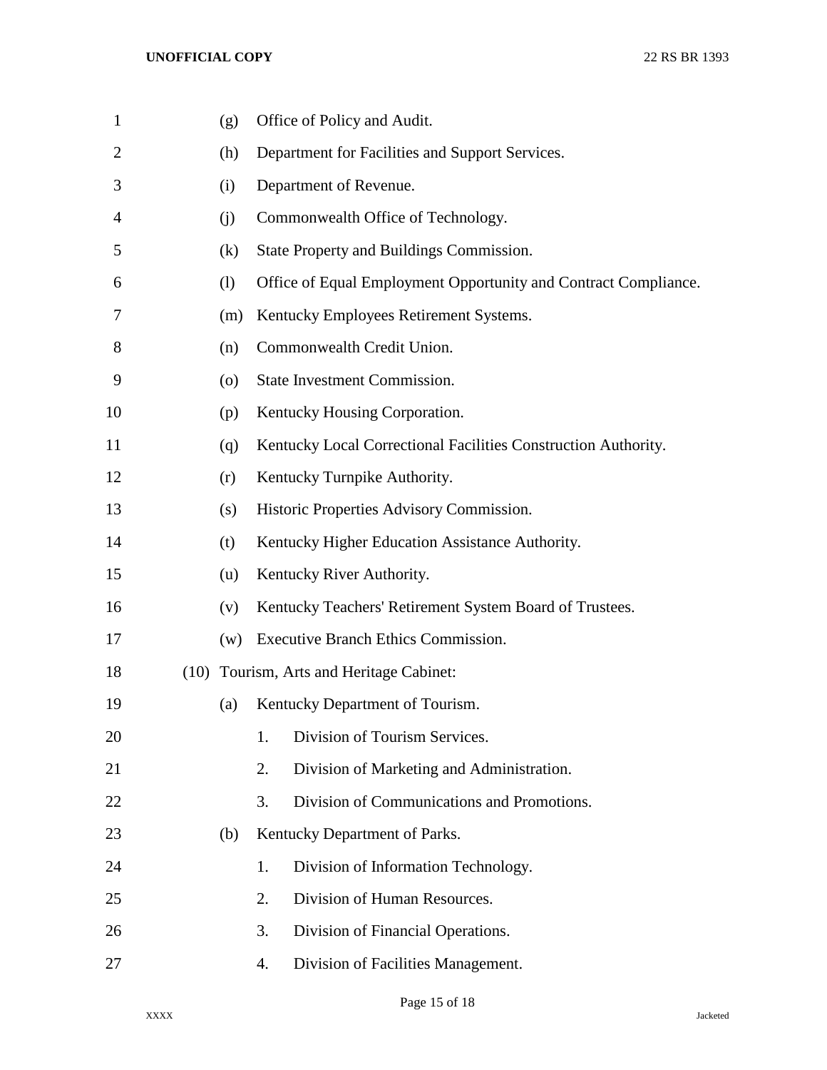(g) Office of Policy and Audit.

(h) Department for Facilities and Support Services.

(i) Department of Revenue.

(j) Commonwealth Office of Technology.

(k) State Property and Buildings Commission.

(l) Office of Equal Employment Opportunity and Contract Compliance.

(m) Kentucky Employees Retirement Systems.

(n) Commonwealth Credit Union.

(o) State Investment Commission.

(p) Kentucky Housing Corporation.

(q) Kentucky Local Correctional Facilities Construction Authority.

(r) Kentucky Turnpike Authority.

(s) Historic Properties Advisory Commission.

(t) Kentucky Higher Education Assistance Authority.

(u) Kentucky River Authority.

(v) Kentucky Teachers' Retirement System Board of Trustees.

(w) Executive Branch Ethics Commission.

(10) Tourism, Arts and Heritage Cabinet:

(a) Kentucky Department of Tourism.

1. Division of Tourism Services.
2. Division of Marketing and Administration.
3. Division of Communications and Promotions.

(b) Kentucky Department of Parks.

1. Division of Information Technology.
2. Division of Human Resources.
3. Division of Financial Operations.
4. Division of Facilities Management.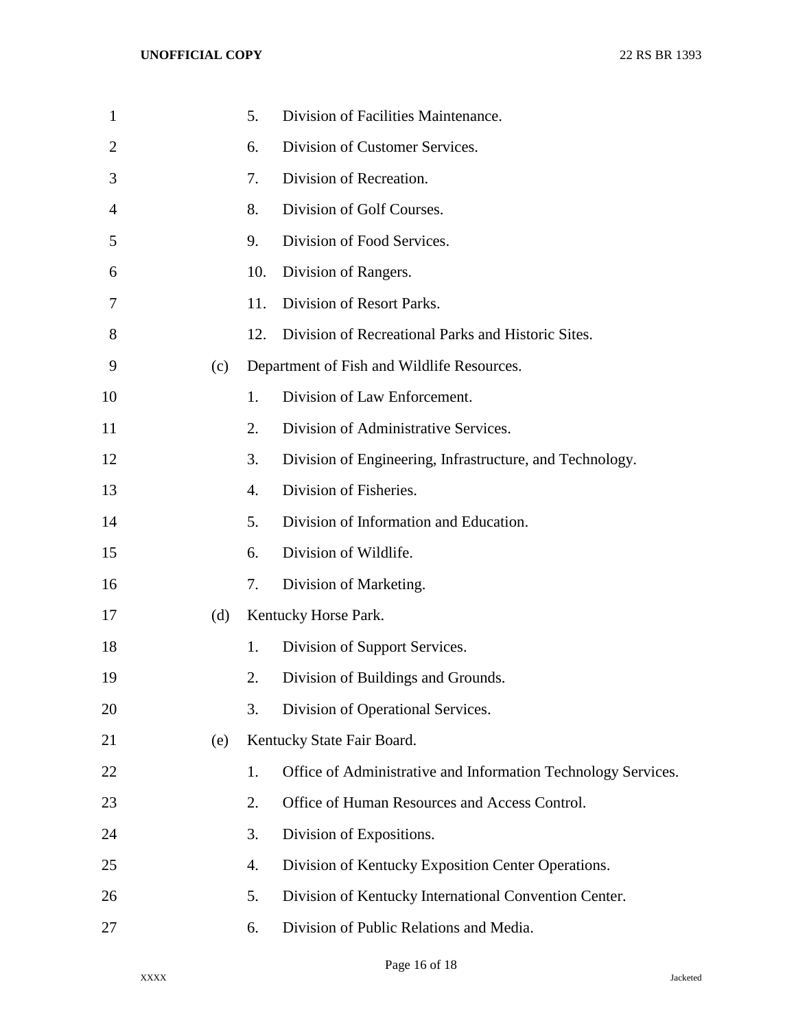5. Division of Facilities Maintenance.
6. Division of Customer Services.
7. Division of Recreation.
8. Division of Golf Courses.
9. Division of Food Services.
10. Division of Rangers.
11. Division of Resort Parks.
12. Division of Recreational Parks and Historic Sites.

(c) Department of Fish and Wildlife Resources.

1. Division of Law Enforcement.
2. Division of Administrative Services.
3. Division of Engineering, Infrastructure, and Technology.
4. Division of Fisheries.
5. Division of Information and Education.
6. Division of Wildlife.
7. Division of Marketing.

(d) Kentucky Horse Park.

1. Division of Support Services.
2. Division of Buildings and Grounds.
3. Division of Operational Services.

(e) Kentucky State Fair Board.

1. Office of Administrative and Information Technology Services.
2. Office of Human Resources and Access Control.
3. Division of Expositions.
4. Division of Kentucky Exposition Center Operations.
5. Division of Kentucky International Convention Center.
6. Division of Public Relations and Media.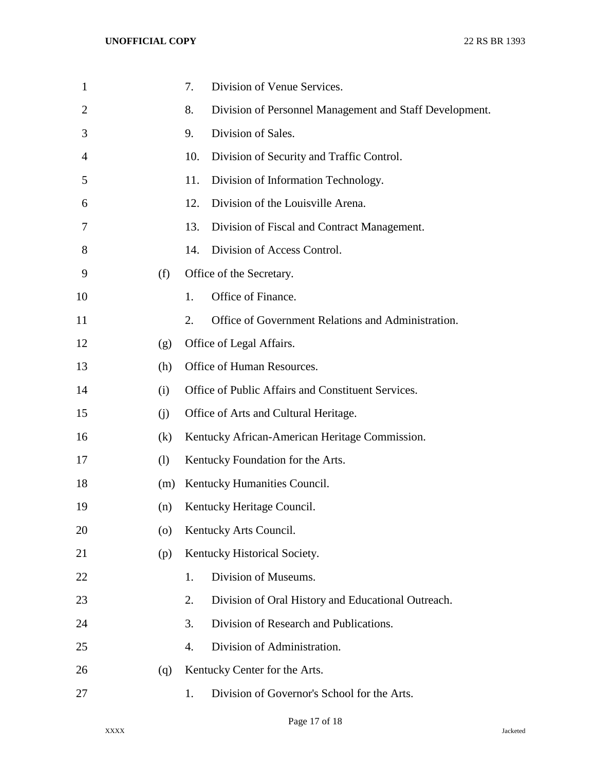7. Division of Venue Services.
8. Division of Personnel Management and Staff Development.
9. Division of Sales.
10. Division of Security and Traffic Control.
11. Division of Information Technology.
12. Division of the Louisville Arena.
13. Division of Fiscal and Contract Management.
14. Division of Access Control.

(f) Office of the Secretary.

1. Office of Finance.
2. Office of Government Relations and Administration.

(g) Office of Legal Affairs.

(h) Office of Human Resources.

(i) Office of Public Affairs and Constituent Services.

(j) Office of Arts and Cultural Heritage.

(k) Kentucky African-American Heritage Commission.

(l) Kentucky Foundation for the Arts.

(m) Kentucky Humanities Council.

(n) Kentucky Heritage Council.

(o) Kentucky Arts Council.

(p) Kentucky Historical Society.

1. Division of Museums.
2. Division of Oral History and Educational Outreach.
3. Division of Research and Publications.
4. Division of Administration.

(q) Kentucky Center for the Arts.

1. Division of Governor's School for the Arts.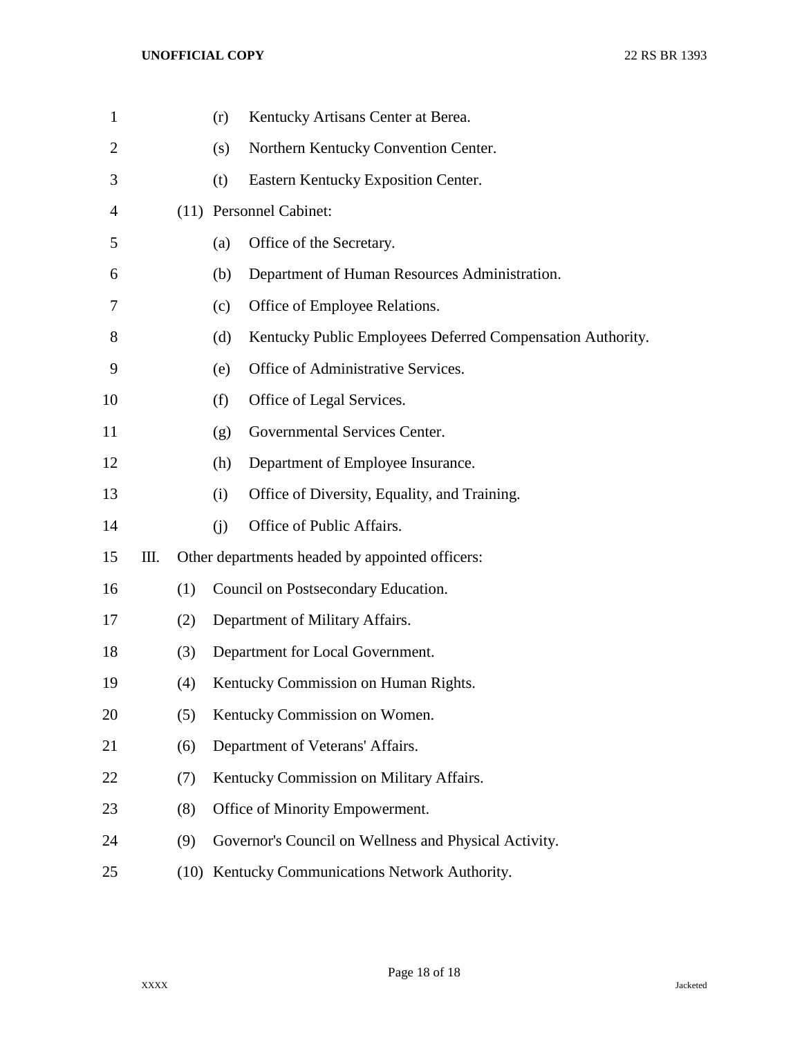(r) Kentucky Artisans Center at Berea.

(s) Northern Kentucky Convention Center.

(t) Eastern Kentucky Exposition Center.

(11) Personnel Cabinet:

(a) Office of the Secretary.

(b) Department of Human Resources Administration.

(c) Office of Employee Relations.

(d) Kentucky Public Employees Deferred Compensation Authority.

(e) Office of Administrative Services.

(f) Office of Legal Services.

(g) Governmental Services Center.

(h) Department of Employee Insurance.

(i) Office of Diversity, Equality, and Training.

(j) Office of Public Affairs.

III. Other departments headed by appointed officers:

(1) Council on Postsecondary Education.

(2) Department of Military Affairs.

(3) Department for Local Government.

(4) Kentucky Commission on Human Rights.

(5) Kentucky Commission on Women.

(6) Department of Veterans' Affairs.

(7) Kentucky Commission on Military Affairs.

(8) Office of Minority Empowerment.

(9) Governor's Council on Wellness and Physical Activity.

(10) Kentucky Communications Network Authority.